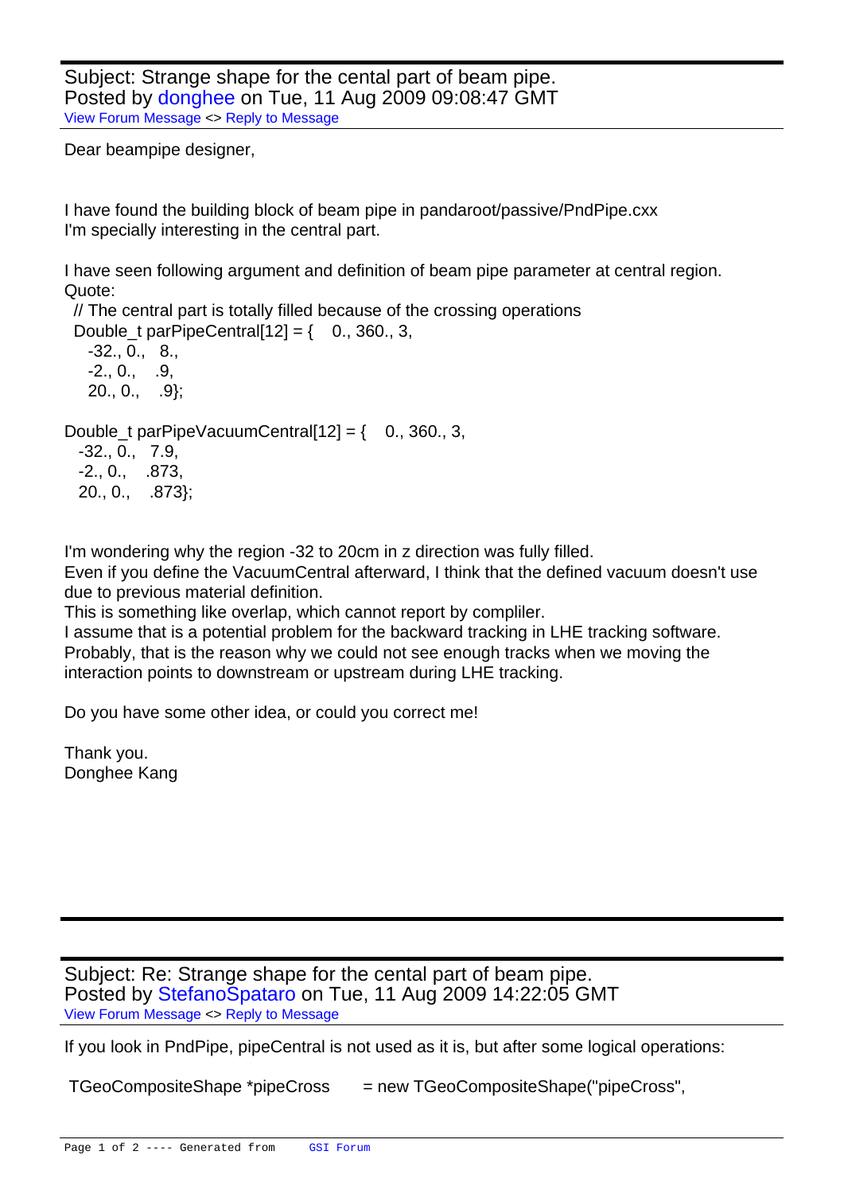Subject: Strange shape for the cental part of beam pipe.
Posted by donghee on Tue, 11 Aug 2009 09:08:47 GMT
View Forum Message <> Reply to Message

Dear beampipe designer,

I have found the building block of beam pipe in pandaroot/passive/PndPipe.cxx
I'm specially interesting in the central part.

I have seen following argument and definition of beam pipe parameter at central region.
Quote:

```
// The central part is totally filled because of the crossing operations
Double_t parPipeCentral[12] = {    0., 360., 3,
   -32., 0.,   8.,
   -2., 0.,    .9,
   20., 0.,    .9};
```

```
Double_t parPipeVacuumCentral[12] = {    0., 360., 3,
  -32., 0.,   7.9,
  -2., 0.,    .873,
  20., 0.,    .873};
```

I'm wondering why the region -32 to 20cm in z direction was fully filled.
Even if you define the VacuumCentral afterward, I think that the defined vacuum doesn't use due to previous material definition.
This is something like overlap, which cannot report by compliler.
I assume that is a potential problem for the backward tracking in LHE tracking software.
Probably, that is the reason why we could not see enough tracks when we moving the interaction points to downstream or upstream during LHE tracking.

Do you have some other idea, or could you correct me!

Thank you.
Donghee Kang

---

Subject: Re: Strange shape for the cental part of beam pipe.
Posted by StefanoSpataro on Tue, 11 Aug 2009 14:22:05 GMT
View Forum Message <> Reply to Message

If you look in PndPipe, pipeCentral is not used as it is, but after some logical operations:

```
TGeoCompositeShape *pipeCross       = new TGeoCompositeShape("pipeCross",
```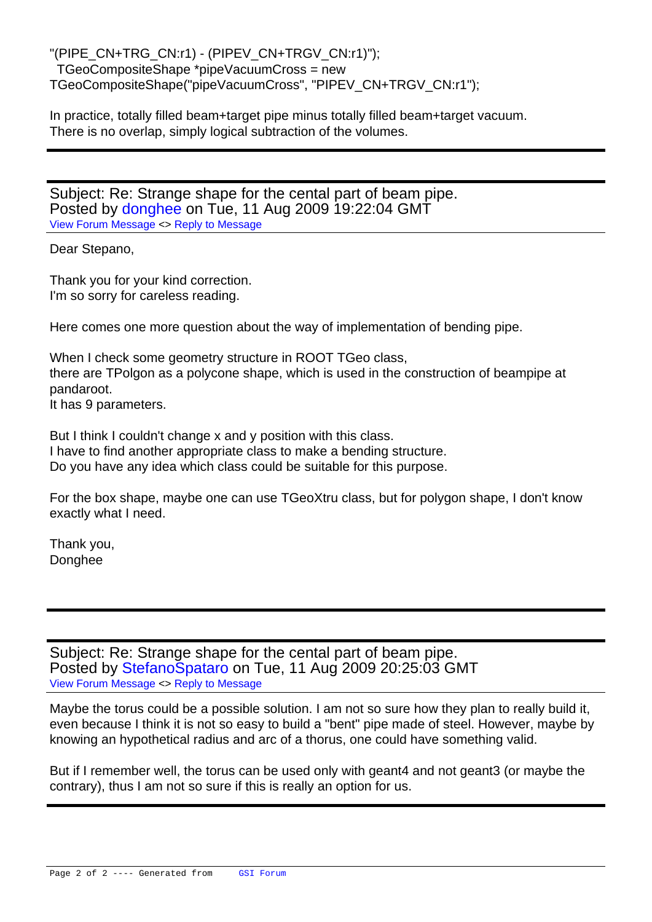"(PIPE_CN+TRG_CN:r1) - (PIPEV_CN+TRGV_CN:r1)");
 TGeoCompositeShape *pipeVacuumCross = new
TGeoCompositeShape("pipeVacuumCross", "PIPEV_CN+TRGV_CN:r1");

In practice, totally filled beam+target pipe minus totally filled beam+target vacuum.
There is no overlap, simply logical subtraction of the volumes.

---

Subject: Re: Strange shape for the cental part of beam pipe.
Posted by donghee on Tue, 11 Aug 2009 19:22:04 GMT
View Forum Message <> Reply to Message

Dear Stepano,

Thank you for your kind correction.
I'm so sorry for careless reading.

Here comes one more question about the way of implementation of bending pipe.

When I check some geometry structure in ROOT TGeo class,
there are TPolgon as a polycone shape, which is used in the construction of beampipe at pandaroot.
It has 9 parameters.

But I think I couldn't change x and y position with this class.
I have to find another appropriate class to make a bending structure.
Do you have any idea which class could be suitable for this purpose.

For the box shape, maybe one can use TGeoXtru class, but for polygon shape, I don't know exactly what I need.

Thank you,
Donghee

---

Subject: Re: Strange shape for the cental part of beam pipe.
Posted by StefanoSpataro on Tue, 11 Aug 2009 20:25:03 GMT
View Forum Message <> Reply to Message

Maybe the torus could be a possible solution. I am not so sure how they plan to really build it, even because I think it is not so easy to build a "bent" pipe made of steel. However, maybe by knowing an hypothetical radius and arc of a thorus, one could have something valid.

But if I remember well, the torus can be used only with geant4 and not geant3 (or maybe the contrary), thus I am not so sure if this is really an option for us.